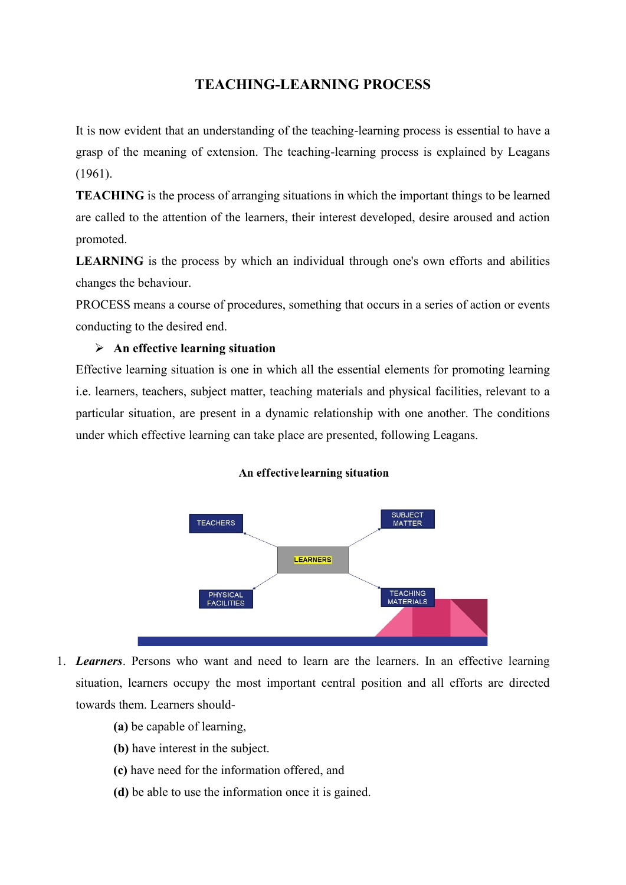# TEACHING-LEARNING PROCESS

It is now evident that an understanding of the teaching-learning process is essential to have a grasp of the meaning of extension. The teaching-learning process is explained by Leagans (1961).

**TEACHING** is the process of arranging situations in which the important things to be learned are called to the attention of the learners, their interest developed, desire aroused and action promoted.

**LEARNING** is the process by which an individual through one's own efforts and abilities changes the behaviour.

PROCESS means a course of procedures, something that occurs in a series of action or events conducting to the desired end.

- **An effective learning situation**

Effective learning situation is one in which all the essential elements for promoting learning i.e. learners, teachers, subject matter, teaching materials and physical facilities, relevant to a particular situation, are present in a dynamic relationship with one another. The conditions under which effective learning can take place are presented, following Leagans.

**An effective learning situation**

TEACHERS — LEARNERS — SUBJECT MATTER

PHYSICAL FACILITIES — LEARNERS — TEACHING MATERIALS

1. ***Learners***. Persons who want and need to learn are the learners. In an effective learning situation, learners occupy the most important central position and all efforts are directed towards them. Learners should-

   **(a)** be capable of learning,

   **(b)** have interest in the subject.

   **(c)** have need for the information offered, and

   **(d)** be able to use the information once it is gained.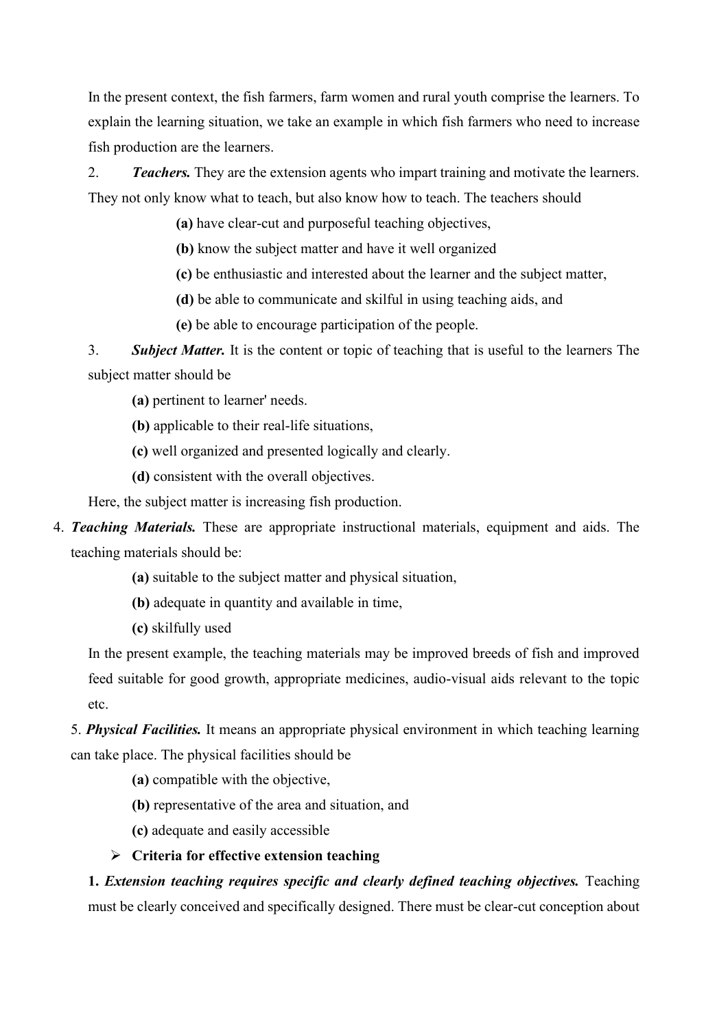In the present context, the fish farmers, farm women and rural youth comprise the learners. To explain the learning situation, we take an example in which fish farmers who need to increase fish production are the learners.

2. ***Teachers.*** They are the extension agents who impart training and motivate the learners. They not only know what to teach, but also know how to teach. The teachers should

- **(a)** have clear-cut and purposeful teaching objectives,
- **(b)** know the subject matter and have it well organized
- **(c)** be enthusiastic and interested about the learner and the subject matter,
- **(d)** be able to communicate and skilful in using teaching aids, and
- **(e)** be able to encourage participation of the people.

3. ***Subject Matter.*** It is the content or topic of teaching that is useful to the learners The subject matter should be

- **(a)** pertinent to learner' needs.
- **(b)** applicable to their real-life situations,
- **(c)** well organized and presented logically and clearly.
- **(d)** consistent with the overall objectives.

Here, the subject matter is increasing fish production.

4. ***Teaching Materials.*** These are appropriate instructional materials, equipment and aids. The teaching materials should be:

- **(a)** suitable to the subject matter and physical situation,
- **(b)** adequate in quantity and available in time,
- **(c)** skilfully used

In the present example, the teaching materials may be improved breeds of fish and improved feed suitable for good growth, appropriate medicines, audio-visual aids relevant to the topic etc.

5. ***Physical Facilities.*** It means an appropriate physical environment in which teaching learning can take place. The physical facilities should be

- **(a)** compatible with the objective,
- **(b)** representative of the area and situation, and
- **(c)** adequate and easily accessible

- **Criteria for effective extension teaching**

**1. *Extension teaching requires specific and clearly defined teaching objectives.*** Teaching must be clearly conceived and specifically designed. There must be clear-cut conception about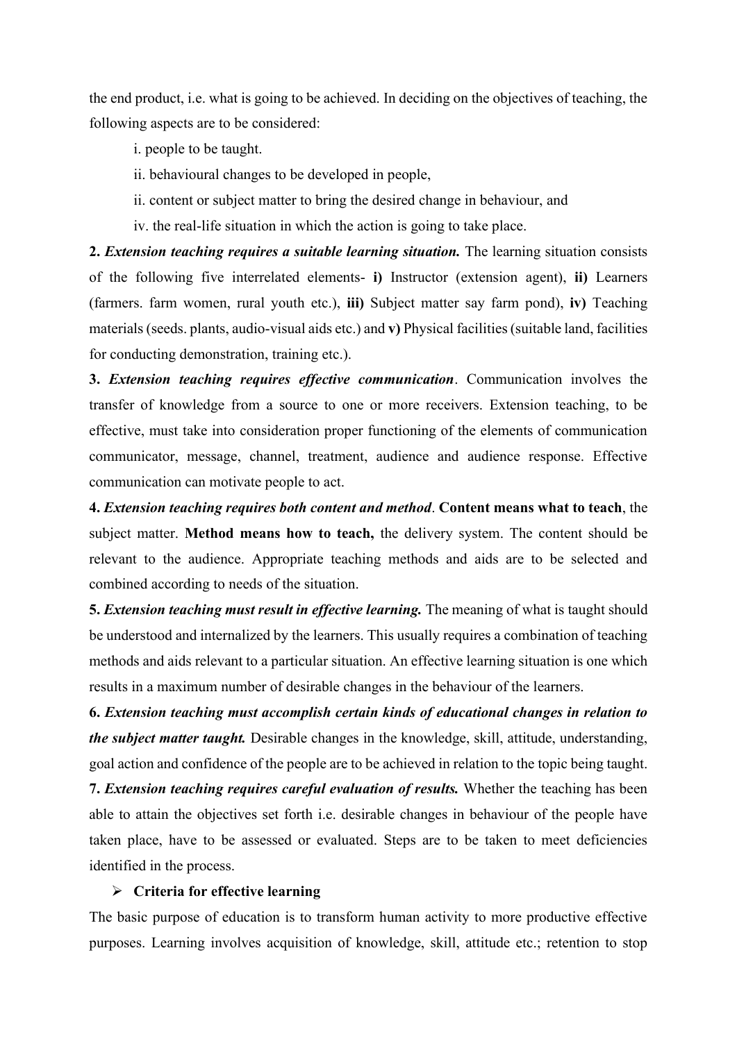the end product, i.e. what is going to be achieved. In deciding on the objectives of teaching, the following aspects are to be considered:

i. people to be taught.

ii. behavioural changes to be developed in people,

ii. content or subject matter to bring the desired change in behaviour, and

iv. the real-life situation in which the action is going to take place.

**2.** ***Extension teaching requires a suitable learning situation.*** The learning situation consists of the following five interrelated elements- **i)** Instructor (extension agent), **ii)** Learners (farmers. farm women, rural youth etc.), **iii)** Subject matter say farm pond), **iv)** Teaching materials (seeds. plants, audio-visual aids etc.) and **v)** Physical facilities (suitable land, facilities for conducting demonstration, training etc.).

**3.** ***Extension teaching requires effective communication***. Communication involves the transfer of knowledge from a source to one or more receivers. Extension teaching, to be effective, must take into consideration proper functioning of the elements of communication communicator, message, channel, treatment, audience and audience response. Effective communication can motivate people to act.

**4.** ***Extension teaching requires both content and method***. **Content means what to teach**, the subject matter. **Method means how to teach,** the delivery system. The content should be relevant to the audience. Appropriate teaching methods and aids are to be selected and combined according to needs of the situation.

**5.** ***Extension teaching must result in effective learning.*** The meaning of what is taught should be understood and internalized by the learners. This usually requires a combination of teaching methods and aids relevant to a particular situation. An effective learning situation is one which results in a maximum number of desirable changes in the behaviour of the learners.

**6.** ***Extension teaching must accomplish certain kinds of educational changes in relation to the subject matter taught.*** Desirable changes in the knowledge, skill, attitude, understanding, goal action and confidence of the people are to be achieved in relation to the topic being taught.

**7.** ***Extension teaching requires careful evaluation of results.*** Whether the teaching has been able to attain the objectives set forth i.e. desirable changes in behaviour of the people have taken place, have to be assessed or evaluated. Steps are to be taken to meet deficiencies identified in the process.

- **Criteria for effective learning**

The basic purpose of education is to transform human activity to more productive effective purposes. Learning involves acquisition of knowledge, skill, attitude etc.; retention to stop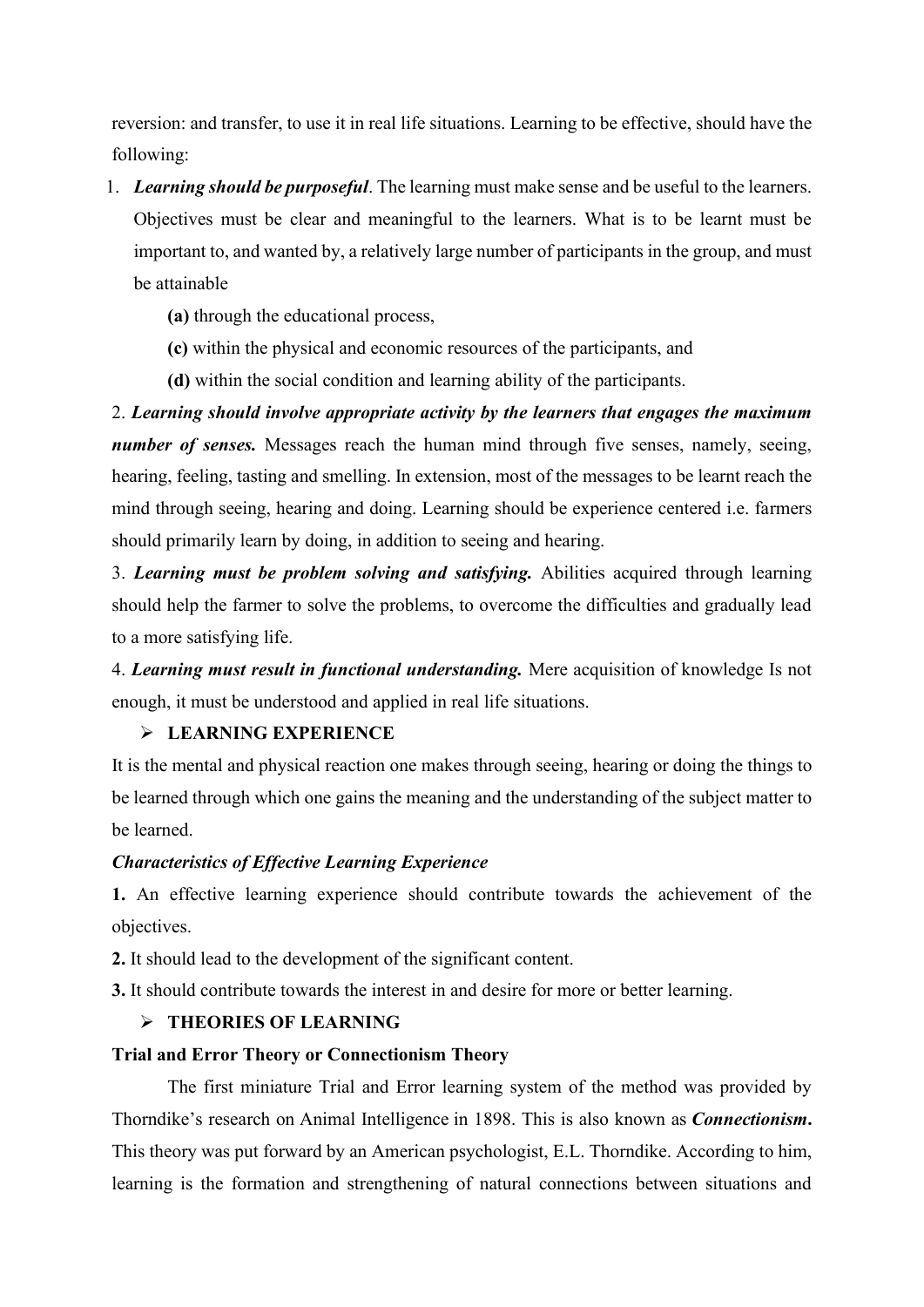reversion: and transfer, to use it in real life situations. Learning to be effective, should have the following:

1. ***Learning should be purposeful***. The learning must make sense and be useful to the learners. Objectives must be clear and meaningful to the learners. What is to be learnt must be important to, and wanted by, a relatively large number of participants in the group, and must be attainable

    **(a)** through the educational process,

    **(c)** within the physical and economic resources of the participants, and

    **(d)** within the social condition and learning ability of the participants.

2. ***Learning should involve appropriate activity by the learners that engages the maximum number of senses.*** Messages reach the human mind through five senses, namely, seeing, hearing, feeling, tasting and smelling. In extension, most of the messages to be learnt reach the mind through seeing, hearing and doing. Learning should be experience centered i.e. farmers should primarily learn by doing, in addition to seeing and hearing.

3. ***Learning must be problem solving and satisfying.*** Abilities acquired through learning should help the farmer to solve the problems, to overcome the difficulties and gradually lead to a more satisfying life.

4. ***Learning must result in functional understanding.*** Mere acquisition of knowledge Is not enough, it must be understood and applied in real life situations.

## ➢ LEARNING EXPERIENCE

It is the mental and physical reaction one makes through seeing, hearing or doing the things to be learned through which one gains the meaning and the understanding of the subject matter to be learned.

***Characteristics of Effective Learning Experience***

**1.** An effective learning experience should contribute towards the achievement of the objectives.

**2.** It should lead to the development of the significant content.

**3.** It should contribute towards the interest in and desire for more or better learning.

## ➢ THEORIES OF LEARNING

**Trial and Error Theory or Connectionism Theory**

The first miniature Trial and Error learning system of the method was provided by Thorndike's research on Animal Intelligence in 1898. This is also known as ***Connectionism*.** This theory was put forward by an American psychologist, E.L. Thorndike. According to him, learning is the formation and strengthening of natural connections between situations and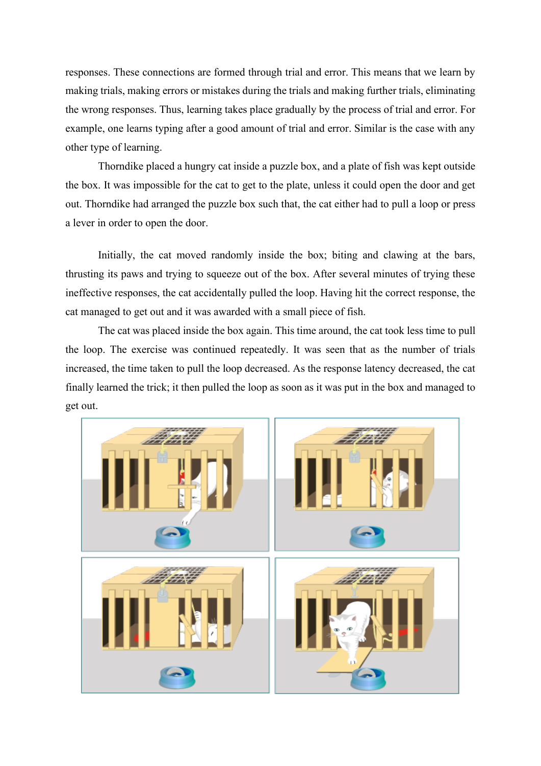responses. These connections are formed through trial and error. This means that we learn by making trials, making errors or mistakes during the trials and making further trials, eliminating the wrong responses. Thus, learning takes place gradually by the process of trial and error. For example, one learns typing after a good amount of trial and error. Similar is the case with any other type of learning.

Thorndike placed a hungry cat inside a puzzle box, and a plate of fish was kept outside the box. It was impossible for the cat to get to the plate, unless it could open the door and get out. Thorndike had arranged the puzzle box such that, the cat either had to pull a loop or press a lever in order to open the door.

Initially, the cat moved randomly inside the box; biting and clawing at the bars, thrusting its paws and trying to squeeze out of the box. After several minutes of trying these ineffective responses, the cat accidentally pulled the loop. Having hit the correct response, the cat managed to get out and it was awarded with a small piece of fish.

The cat was placed inside the box again. This time around, the cat took less time to pull the loop. The exercise was continued repeatedly. It was seen that as the number of trials increased, the time taken to pull the loop decreased. As the response latency decreased, the cat finally learned the trick; it then pulled the loop as soon as it was put in the box and managed to get out.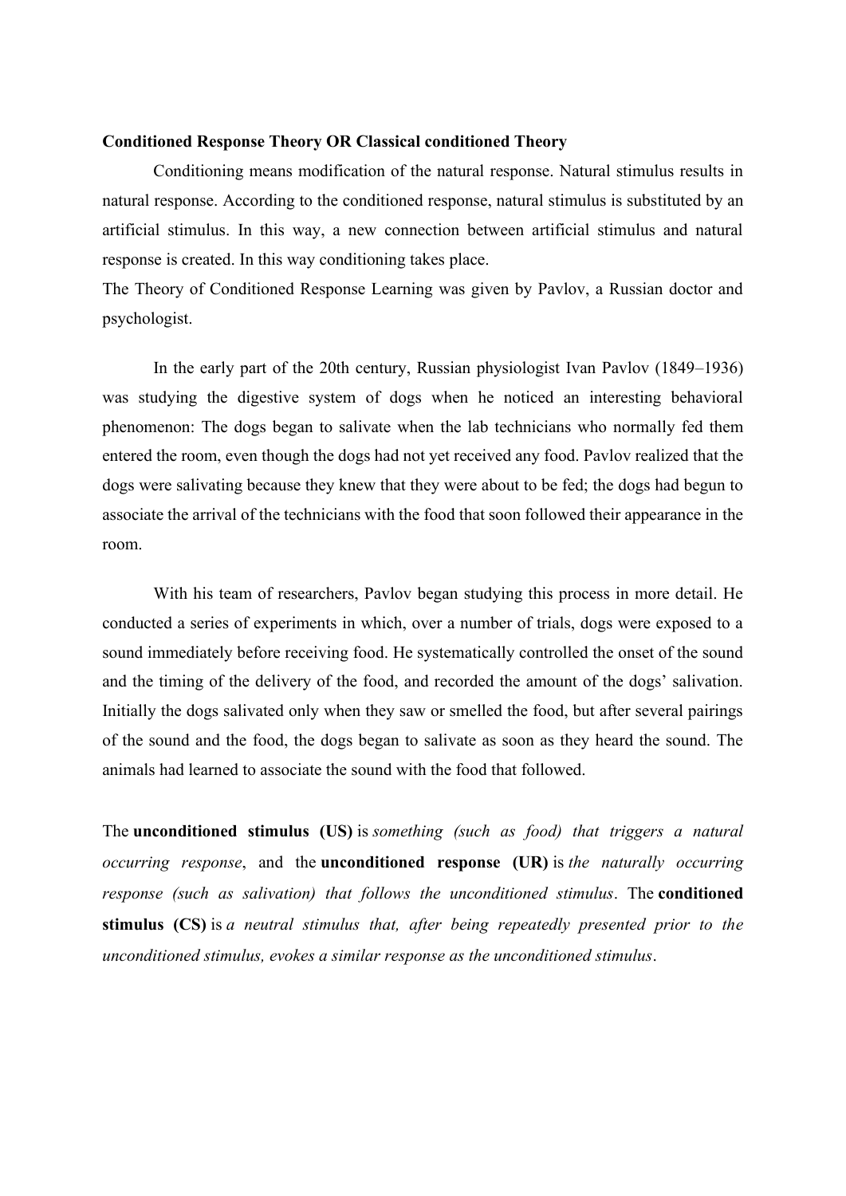**Conditioned Response Theory OR Classical conditioned Theory**

Conditioning means modification of the natural response. Natural stimulus results in natural response. According to the conditioned response, natural stimulus is substituted by an artificial stimulus. In this way, a new connection between artificial stimulus and natural response is created. In this way conditioning takes place.

The Theory of Conditioned Response Learning was given by Pavlov, a Russian doctor and psychologist.

In the early part of the 20th century, Russian physiologist Ivan Pavlov (1849–1936) was studying the digestive system of dogs when he noticed an interesting behavioral phenomenon: The dogs began to salivate when the lab technicians who normally fed them entered the room, even though the dogs had not yet received any food. Pavlov realized that the dogs were salivating because they knew that they were about to be fed; the dogs had begun to associate the arrival of the technicians with the food that soon followed their appearance in the room.

With his team of researchers, Pavlov began studying this process in more detail. He conducted a series of experiments in which, over a number of trials, dogs were exposed to a sound immediately before receiving food. He systematically controlled the onset of the sound and the timing of the delivery of the food, and recorded the amount of the dogs' salivation. Initially the dogs salivated only when they saw or smelled the food, but after several pairings of the sound and the food, the dogs began to salivate as soon as they heard the sound. The animals had learned to associate the sound with the food that followed.

The **unconditioned stimulus (US)** is *something (such as food) that triggers a natural occurring response*, and the **unconditioned response (UR)** is *the naturally occurring response (such as salivation) that follows the unconditioned stimulus*. The **conditioned stimulus (CS)** is *a neutral stimulus that, after being repeatedly presented prior to the unconditioned stimulus, evokes a similar response as the unconditioned stimulus*.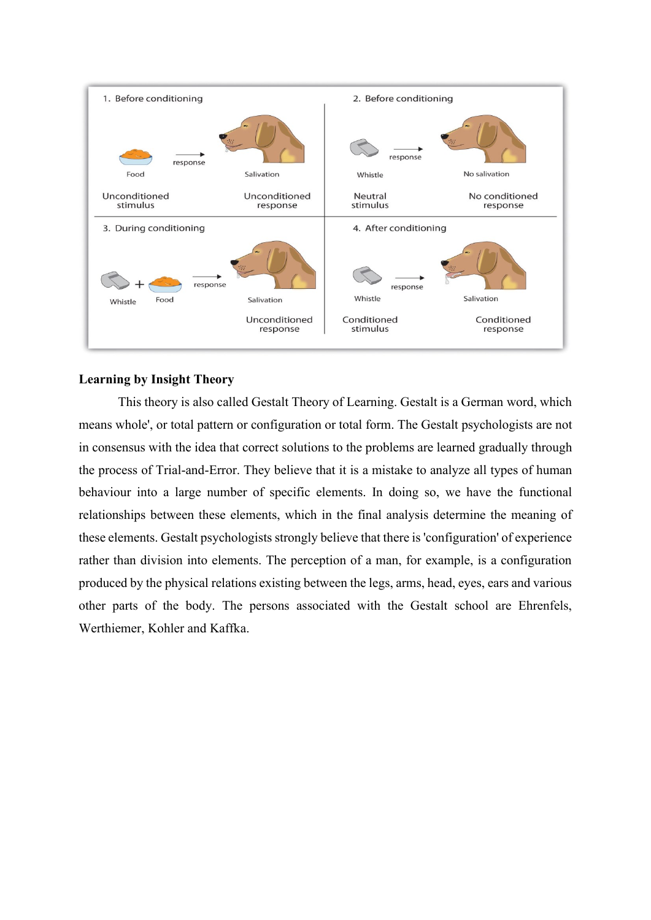**Learning by Insight Theory**

This theory is also called Gestalt Theory of Learning. Gestalt is a German word, which means whole', or total pattern or configuration or total form. The Gestalt psychologists are not in consensus with the idea that correct solutions to the problems are learned gradually through the process of Trial-and-Error. They believe that it is a mistake to analyze all types of human behaviour into a large number of specific elements. In doing so, we have the functional relationships between these elements, which in the final analysis determine the meaning of these elements. Gestalt psychologists strongly believe that there is 'configuration' of experience rather than division into elements. The perception of a man, for example, is a configuration produced by the physical relations existing between the legs, arms, head, eyes, ears and various other parts of the body. The persons associated with the Gestalt school are Ehrenfels, Werthiemer, Kohler and Kaffka.